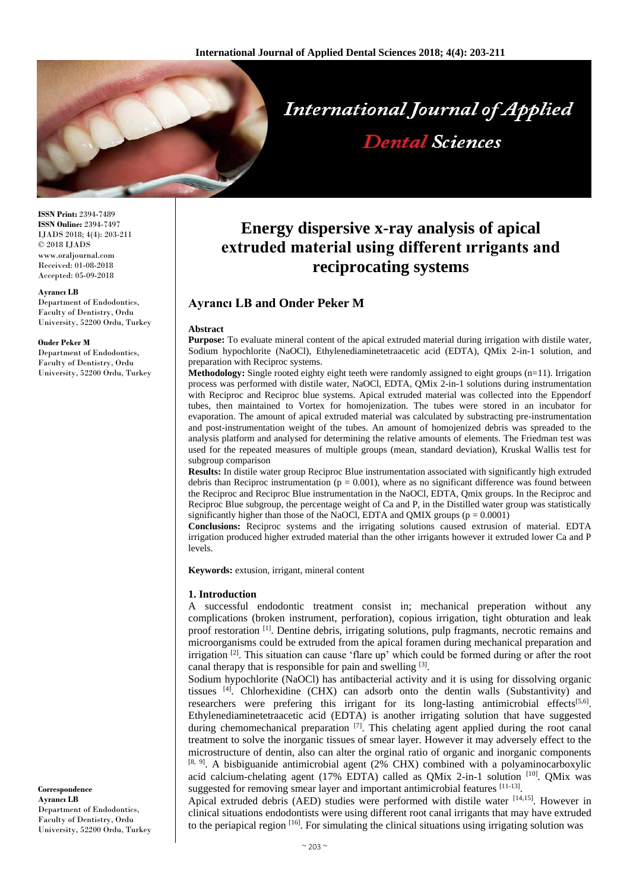# Energy dispersive x-ray analysis of apical extruded material using different ırrigants and reciprocating systems

## Ayrancı LB and Onder Peker M

**ISSN Print:** 2394-7489
**ISSN Online:** 2394-7497
IJADS 2018; 4(4): 203-211
© 2018 IJADS
www.oraljournal.com
Received: 01-08-2018
Accepted: 05-09-2018

**Ayrancı LB**
Department of Endodontics, Faculty of Dentistry, Ordu University, 52200 Ordu, Turkey

**Onder Peker M**
Department of Endodontics, Faculty of Dentistry, Ordu University, 52200 Ordu, Turkey

**Correspondence**
**Ayrancı LB**
Department of Endodontics, Faculty of Dentistry, Ordu University, 52200 Ordu, Turkey

### Abstract

**Purpose:** To evaluate mineral content of the apical extruded material during irrigation with distile water, Sodium hypochlorite (NaOCl), Ethylenediaminetetraacetic acid (EDTA), QMix 2-in-1 solution, and preparation with Reciproc systems.

**Methodology:** Single rooted eighty eight teeth were randomly assigned to eight groups (n=11). Irrigation process was performed with distile water, NaOCl, EDTA, QMix 2-in-1 solutions during instrumentation with Reciproc and Reciproc blue systems. Apical extruded material was collected into the Eppendorf tubes, then maintained to Vortex for homojenization. The tubes were stored in an incubator for evaporation. The amount of apical extruded material was calculated by substracting pre-instrumentation and post-instrumentation weight of the tubes. An amount of homojenized debris was spreaded to the analysis platform and analysed for determining the relative amounts of elements. The Friedman test was used for the repeated measures of multiple groups (mean, standard deviation), Kruskal Wallis test for subgroup comparison

**Results:** In distile water group Reciproc Blue instrumentation associated with significantly high extruded debris than Reciproc instrumentation ($p = 0.001$), where as no significant difference was found between the Reciproc and Reciproc Blue instrumentation in the NaOCl, EDTA, Qmix groups. In the Reciproc and Reciproc Blue subgroup, the percentage weight of Ca and P, in the Distilled water group was statistically significantly higher than those of the NaOCl, EDTA and QMIX groups ($p = 0.0001$)

**Conclusions:** Reciproc systems and the irrigating solutions caused extrusion of material. EDTA irrigation produced higher extruded material than the other irrigants however it extruded lower Ca and P levels.

**Keywords:** extusion, irrigant, mineral content

### 1. Introduction

A successful endodontic treatment consist in; mechanical preperation without any complications (broken instrument, perforation), copious irrigation, tight obturation and leak proof restoration [1]. Dentine debris, irrigating solutions, pulp fragmants, necrotic remains and microorganisms could be extruded from the apical foramen during mechanical preparation and irrigation [2]. This situation can cause 'flare up' which could be formed during or after the root canal therapy that is responsible for pain and swelling [3].

Sodium hypochlorite (NaOCl) has antibacterial activity and it is using for dissolving organic tissues [4]. Chlorhexidine (CHX) can adsorb onto the dentin walls (Substantivity) and researchers were prefering this irrigant for its long-lasting antimicrobial effects[5,6]. Ethylenediaminetetraacetic acid (EDTA) is another irrigating solution that have suggested during chemomechanical preparation [7]. This chelating agent applied during the root canal treatment to solve the inorganic tissues of smear layer. However it may adversely effect to the microstructure of dentin, also can alter the orginal ratio of organic and inorganic components [8, 9]. A bisbiguanide antimicrobial agent (2% CHX) combined with a polyaminocarboxylic acid calcium-chelating agent (17% EDTA) called as QMix 2-in-1 solution [10]. QMix was suggested for removing smear layer and important antimicrobial features [11-13].

Apical extruded debris (AED) studies were performed with distile water [14,15]. However in clinical situations endodontists were using different root canal irrigants that may have extruded to the periapical region [16]. For simulating the clinical situations using irrigating solution was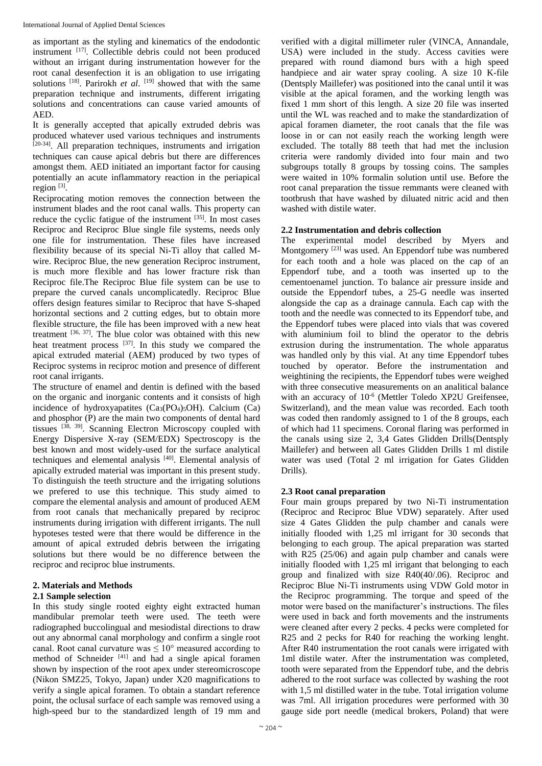as important as the styling and kinematics of the endodontic instrument [17]. Collectible debris could not been produced without an irrigant during instrumentation however for the root canal desenfection it is an obligation to use irrigating solutions [18]. Parirokh *et al*. [19] showed that with the same preparation technique and instruments, different irrigating solutions and concentrations can cause varied amounts of AED.

It is generally accepted that apically extruded debris was produced whatever used various techniques and instruments [20-34]. All preparation techniques, instruments and irrigation techniques can cause apical debris but there are differences amongst them. AED initiated an important factor for causing potentially an acute inflammatory reaction in the periapical region [3].

Reciprocating motion removes the connection between the instrument blades and the root canal walls. This property can reduce the cyclic fatigue of the instrument [35]. In most cases Reciproc and Reciproc Blue single file systems, needs only one file for instrumentation. These files have increased flexibility because of its special Ni-Ti alloy that called M-wire. Reciproc Blue, the new generation Reciproc instrument, is much more flexible and has lower fracture risk than Reciproc file.The Reciproc Blue file system can be use to prepare the curved canals uncomplicatedly. Reciproc Blue offers design features similar to Reciproc that have S-shaped horizontal sections and 2 cutting edges, but to obtain more flexible structure, the file has been improved with a new heat treatment [36, 37]. The blue color was obtained with this new heat treatment process [37]. In this study we compared the apical extruded material (AEM) produced by two types of Reciproc systems in reciproc motion and presence of different root canal irrigants.

The structure of enamel and dentin is defined with the based on the organic and inorganic contents and it consists of high incidence of hydroxyapatites ($Ca_3(PO_4)_5OH$). Calcium (Ca) and phosphor (P) are the main two components of dental hard tissues [38, 39]. Scanning Electron Microscopy coupled with Energy Dispersive X-ray (SEM/EDX) Spectroscopy is the best known and most widely-used for the surface analytical techniques and elemental analysis [40]. Elemental analysis of apically extruded material was important in this present study. To distinguish the teeth structure and the irrigating solutions we prefered to use this technique. This study aimed to compare the elemental analysis and amount of produced AEM from root canals that mechanically prepared by reciproc instruments during irrigation with different irrigants. The null hypoteses tested were that there would be difference in the amount of apical extruded debris between the irrigating solutions but there would be no difference between the reciproc and reciproc blue instruments.

## 2. Materials and Methods

### 2.1 Sample selection

In this study single rooted eighty eight extracted human mandibular premolar teeth were used. The teeth were radiographed buccolingual and mesiodistal directions to draw out any abnormal canal morphology and confirm a single root canal. Root canal curvature was ≤ 10° measured according to method of Schneider [41] and had a single apical foramen shown by inspection of the root apex under stereomicroscope (Nikon SMZ25, Tokyo, Japan) under X20 magnifications to verify a single apical foramen. To obtain a standart reference point, the oclusal surface of each sample was removed using a high-speed bur to the standardized length of 19 mm and verified with a digital millimeter ruler (VINCA, Annandale, USA) were included in the study. Access cavities were prepared with round diamond burs with a high speed handpiece and air water spray cooling. A size 10 K-file (Dentsply Maillefer) was positioned into the canal until it was visible at the apical foramen, and the working length was fixed 1 mm short of this length. A size 20 file was inserted until the WL was reached and to make the standardization of apical foramen diameter, the root canals that the file was loose in or can not easily reach the working length were excluded. The totally 88 teeth that had met the inclusion criteria were randomly divided into four main and two subgroups totally 8 groups by tossing coins. The samples were waited in 10% formalin solution until use. Before the root canal preparation the tissue remmants were cleaned with tootbrush that have washed by diluated nitric acid and then washed with distile water.

### 2.2 Instrumentation and debris collection

The experimental model described by Myers and Montgomery [23] was used. An Eppendorf tube was numbered for each tooth and a hole was placed on the cap of an Eppendorf tube, and a tooth was inserted up to the cementoenamel junction. To balance air pressure inside and outside the Eppendorf tubes, a 25-G needle was inserted alongside the cap as a drainage cannula. Each cap with the tooth and the needle was connected to its Eppendorf tube, and the Eppendorf tubes were placed into vials that was covered with aluminium foil to blind the operator to the debris extrusion during the instrumentation. The whole apparatus was handled only by this vial. At any time Eppendorf tubes touched by operator. Before the instrumentation and weightining the recipients, the Eppendorf tubes were weighed with three consecutive measurements on an analitical balance with an accuracy of $10^{-6}$ (Mettler Toledo XP2U Greifensee, Switzerland), and the mean value was recorded. Each tooth was coded then randomly assigned to 1 of the 8 groups, each of which had 11 specimens. Coronal flaring was performed in the canals using size 2, 3,4 Gates Glidden Drills(Dentsply Maillefer) and between all Gates Glidden Drills 1 ml distile water was used (Total 2 ml irrigation for Gates Glidden Drills).

### 2.3 Root canal preparation

Four main groups prepared by two Ni-Ti instrumentation (Reciproc and Reciproc Blue VDW) separately. After used size 4 Gates Glidden the pulp chamber and canals were initially flooded with 1,25 ml irrigant for 30 seconds that belonging to each group. The apical preparation was started with R25 (25/06) and again pulp chamber and canals were initially flooded with 1,25 ml irrigant that belonging to each group and finalized with size R40(40/.06). Reciproc and Reciproc Blue Ni-Ti instruments using VDW Gold motor in the Reciproc programming. The torque and speed of the motor were based on the manufacturer's instructions. The files were used in back and forth movements and the instruments were cleaned after every 2 pecks. 4 pecks were completed for R25 and 2 pecks for R40 for reaching the working lenght. After R40 instrumentation the root canals were irrigated with 1ml distile water. After the instrumentation was completed, tooth were separated from the Eppendorf tube, and the debris adhered to the root surface was collected by washing the root with 1,5 ml distilled water in the tube. Total irrigation volume was 7ml. All irrigation procedures were performed with 30 gauge side port needle (medical brokers, Poland) that were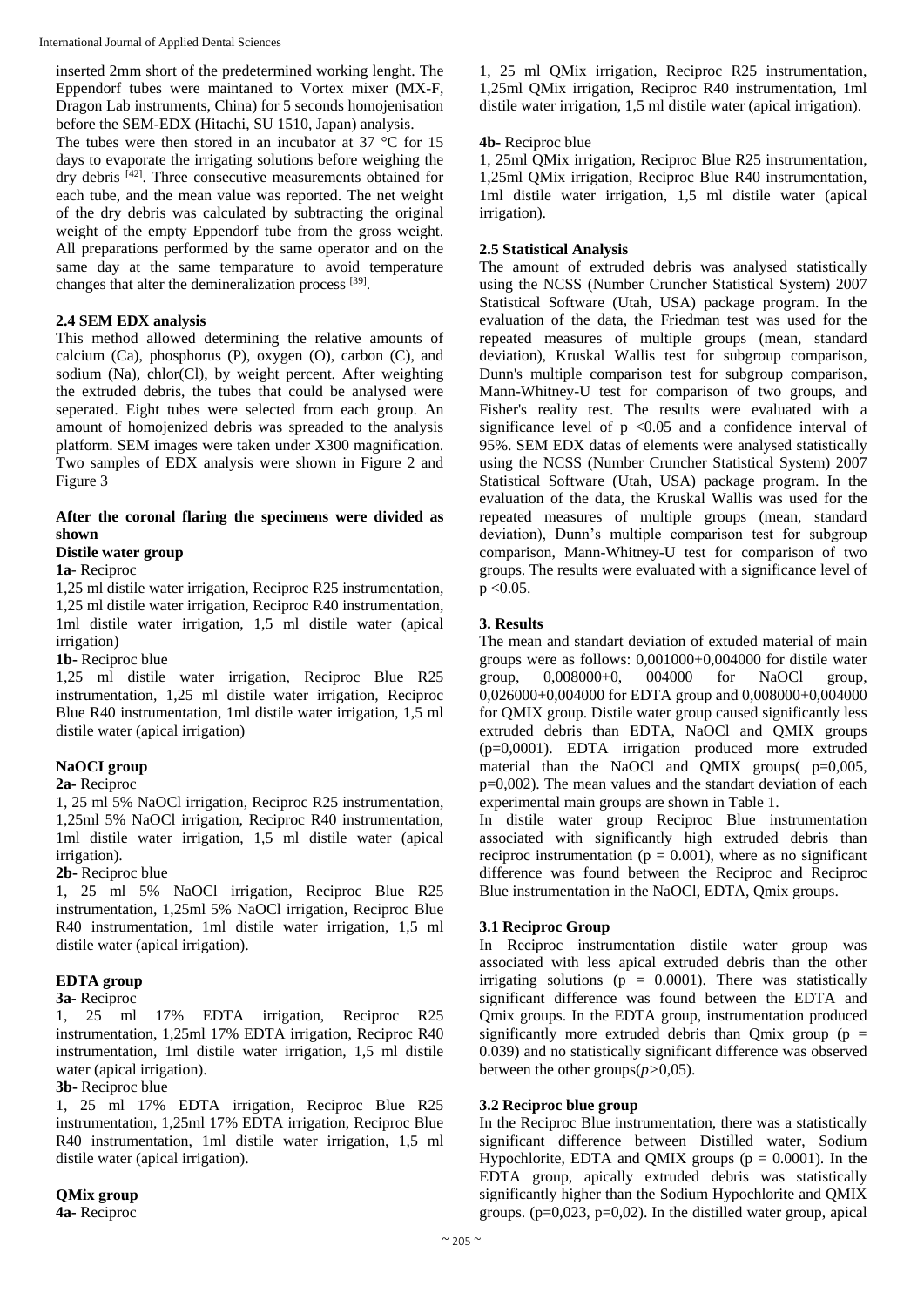inserted 2mm short of the predetermined working lenght. The Eppendorf tubes were maintaned to Vortex mixer (MX-F, Dragon Lab instruments, China) for 5 seconds homojenisation before the SEM-EDX (Hitachi, SU 1510, Japan) analysis.

The tubes were then stored in an incubator at 37 °C for 15 days to evaporate the irrigating solutions before weighing the dry debris [42]. Three consecutive measurements obtained for each tube, and the mean value was reported. The net weight of the dry debris was calculated by subtracting the original weight of the empty Eppendorf tube from the gross weight. All preparations performed by the same operator and on the same day at the same temparature to avoid temperature changes that alter the demineralization process [39].

### 2.4 SEM EDX analysis

This method allowed determining the relative amounts of calcium (Ca), phosphorus (P), oxygen (O), carbon (C), and sodium (Na), chlor(Cl), by weight percent. After weighting the extruded debris, the tubes that could be analysed were seperated. Eight tubes were selected from each group. An amount of homojenized debris was spreaded to the analysis platform. SEM images were taken under X300 magnification. Two samples of EDX analysis were shown in Figure 2 and Figure 3

**After the coronal flaring the specimens were divided as shown**

**Distile water group**

**1a**- Reciproc

1,25 ml distile water irrigation, Reciproc R25 instrumentation, 1,25 ml distile water irrigation, Reciproc R40 instrumentation, 1ml distile water irrigation, 1,5 ml distile water (apical irrigation)

**1b-** Reciproc blue

1,25 ml distile water irrigation, Reciproc Blue R25 instrumentation, 1,25 ml distile water irrigation, Reciproc Blue R40 instrumentation, 1ml distile water irrigation, 1,5 ml distile water (apical irrigation)

**NaOCI group**

**2a-** Reciproc

1, 25 ml 5% NaOCl irrigation, Reciproc R25 instrumentation, 1,25ml 5% NaOCl irrigation, Reciproc R40 instrumentation, 1ml distile water irrigation, 1,5 ml distile water (apical irrigation).

**2b-** Reciproc blue

1, 25 ml 5% NaOCl irrigation, Reciproc Blue R25 instrumentation, 1,25ml 5% NaOCl irrigation, Reciproc Blue R40 instrumentation, 1ml distile water irrigation, 1,5 ml distile water (apical irrigation).

**EDTA group**

**3a-** Reciproc

1, 25 ml 17% EDTA irrigation, Reciproc R25 instrumentation, 1,25ml 17% EDTA irrigation, Reciproc R40 instrumentation, 1ml distile water irrigation, 1,5 ml distile water (apical irrigation).

**3b-** Reciproc blue

1, 25 ml 17% EDTA irrigation, Reciproc Blue R25 instrumentation, 1,25ml 17% EDTA irrigation, Reciproc Blue R40 instrumentation, 1ml distile water irrigation, 1,5 ml distile water (apical irrigation).

**QMix group**

**4a-** Reciproc

1, 25 ml QMix irrigation, Reciproc R25 instrumentation, 1,25ml QMix irrigation, Reciproc R40 instrumentation, 1ml distile water irrigation, 1,5 ml distile water (apical irrigation).

**4b-** Reciproc blue

1, 25ml QMix irrigation, Reciproc Blue R25 instrumentation, 1,25ml QMix irrigation, Reciproc Blue R40 instrumentation, 1ml distile water irrigation, 1,5 ml distile water (apical irrigation).

### 2.5 Statistical Analysis

The amount of extruded debris was analysed statistically using the NCSS (Number Cruncher Statistical System) 2007 Statistical Software (Utah, USA) package program. In the evaluation of the data, the Friedman test was used for the repeated measures of multiple groups (mean, standard deviation), Kruskal Wallis test for subgroup comparison, Dunn's multiple comparison test for subgroup comparison, Mann-Whitney-U test for comparison of two groups, and Fisher's reality test. The results were evaluated with a significance level of $p < 0.05$ and a confidence interval of 95%. SEM EDX datas of elements were analysed statistically using the NCSS (Number Cruncher Statistical System) 2007 Statistical Software (Utah, USA) package program. In the evaluation of the data, the Kruskal Wallis was used for the repeated measures of multiple groups (mean, standard deviation), Dunn's multiple comparison test for subgroup comparison, Mann-Whitney-U test for comparison of two groups. The results were evaluated with a significance level of $p < 0.05$.

## 3. Results

The mean and standart deviation of extuded material of main groups were as follows: 0,001000+0,004000 for distile water group, 0,008000+0, 004000 for NaOCl group, 0,026000+0,004000 for EDTA group and 0,008000+0,004000 for QMIX group. Distile water group caused significantly less extruded debris than EDTA, NaOCl and QMIX groups (p=0,0001). EDTA irrigation produced more extruded material than the NaOCl and QMIX groups( p=0,005, p=0,002). The mean values and the standart deviation of each experimental main groups are shown in Table 1.

In distile water group Reciproc Blue instrumentation associated with significantly high extruded debris than reciproc instrumentation ($p = 0.001$), where as no significant difference was found between the Reciproc and Reciproc Blue instrumentation in the NaOCl, EDTA, Qmix groups.

### 3.1 Reciproc Group

In Reciproc instrumentation distile water group was associated with less apical extruded debris than the other irrigating solutions ($p = 0.0001$). There was statistically significant difference was found between the EDTA and Qmix groups. In the EDTA group, instrumentation produced significantly more extruded debris than Qmix group ($p = 0.039$) and no statistically significant difference was observed between the other groups(*p*>0,05).

### 3.2 Reciproc blue group

In the Reciproc Blue instrumentation, there was a statistically significant difference between Distilled water, Sodium Hypochlorite, EDTA and QMIX groups ($p = 0.0001$). In the EDTA group, apically extruded debris was statistically significantly higher than the Sodium Hypochlorite and QMIX groups. (p=0,023, p=0,02). In the distilled water group, apical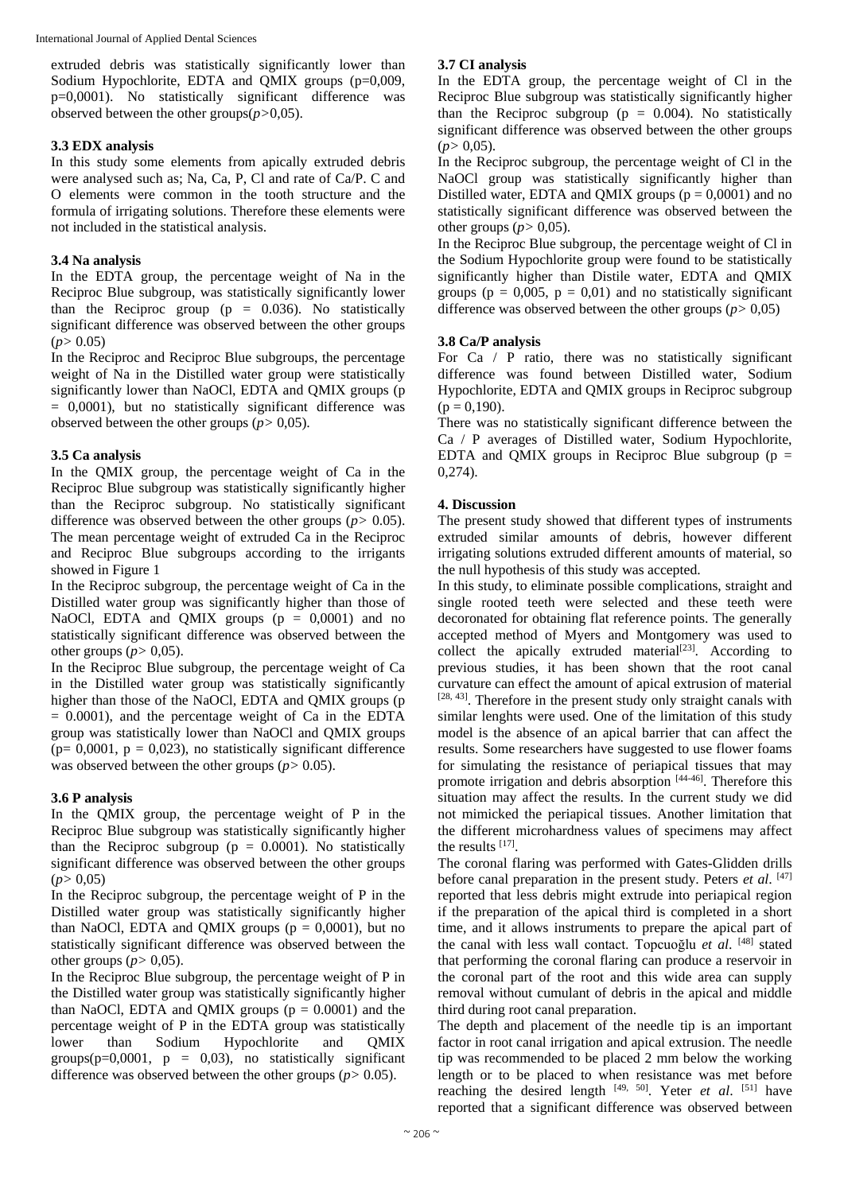extruded debris was statistically significantly lower than Sodium Hypochlorite, EDTA and QMIX groups (p=0,009, p=0,0001). No statistically significant difference was observed between the other groups($p$>0,05).

### 3.3 EDX analysis

In this study some elements from apically extruded debris were analysed such as; Na, Ca, P, Cl and rate of Ca/P. C and O elements were common in the tooth structure and the formula of irrigating solutions. Therefore these elements were not included in the statistical analysis.

### 3.4 Na analysis

In the EDTA group, the percentage weight of Na in the Reciproc Blue subgroup, was statistically significantly lower than the Reciproc group (p = 0.036). No statistically significant difference was observed between the other groups ($p$> 0.05)

In the Reciproc and Reciproc Blue subgroups, the percentage weight of Na in the Distilled water group were statistically significantly lower than NaOCl, EDTA and QMIX groups (p = 0,0001), but no statistically significant difference was observed between the other groups ($p$> 0,05).

### 3.5 Ca analysis

In the QMIX group, the percentage weight of Ca in the Reciproc Blue subgroup was statistically significantly higher than the Reciproc subgroup. No statistically significant difference was observed between the other groups ($p$> 0.05). The mean percentage weight of extruded Ca in the Reciproc and Reciproc Blue subgroups according to the irrigants showed in Figure 1

In the Reciproc subgroup, the percentage weight of Ca in the Distilled water group was significantly higher than those of NaOCl, EDTA and QMIX groups (p = 0,0001) and no statistically significant difference was observed between the other groups ($p$> 0,05).

In the Reciproc Blue subgroup, the percentage weight of Ca in the Distilled water group was statistically significantly higher than those of the NaOCl, EDTA and QMIX groups (p = 0.0001), and the percentage weight of Ca in the EDTA group was statistically lower than NaOCl and QMIX groups (p= 0,0001, p = 0,023), no statistically significant difference was observed between the other groups ($p$> 0.05).

### 3.6 P analysis

In the QMIX group, the percentage weight of P in the Reciproc Blue subgroup was statistically significantly higher than the Reciproc subgroup (p = 0.0001). No statistically significant difference was observed between the other groups ($p$> 0,05)

In the Reciproc subgroup, the percentage weight of P in the Distilled water group was statistically significantly higher than NaOCl, EDTA and QMIX groups (p = 0,0001), but no statistically significant difference was observed between the other groups ($p$> 0,05).

In the Reciproc Blue subgroup, the percentage weight of P in the Distilled water group was statistically significantly higher than NaOCl, EDTA and QMIX groups (p = 0.0001) and the percentage weight of P in the EDTA group was statistically lower than Sodium Hypochlorite and QMIX groups(p=0,0001, p = 0,03), no statistically significant difference was observed between the other groups ($p$> 0.05).

### 3.7 CI analysis

In the EDTA group, the percentage weight of Cl in the Reciproc Blue subgroup was statistically significantly higher than the Reciproc subgroup (p = 0.004). No statistically significant difference was observed between the other groups ($p$> 0,05).

In the Reciproc subgroup, the percentage weight of Cl in the NaOCl group was statistically significantly higher than Distilled water, EDTA and QMIX groups (p = 0,0001) and no statistically significant difference was observed between the other groups ($p$> 0,05).

In the Reciproc Blue subgroup, the percentage weight of Cl in the Sodium Hypochlorite group were found to be statistically significantly higher than Distile water, EDTA and QMIX groups (p = 0,005, p = 0,01) and no statistically significant difference was observed between the other groups ($p$> 0,05)

### 3.8 Ca/P analysis

For Ca / P ratio, there was no statistically significant difference was found between Distilled water, Sodium Hypochlorite, EDTA and QMIX groups in Reciproc subgroup (p = 0,190).

There was no statistically significant difference between the Ca / P averages of Distilled water, Sodium Hypochlorite, EDTA and QMIX groups in Reciproc Blue subgroup (p = 0,274).

## 4. Discussion

The present study showed that different types of instruments extruded similar amounts of debris, however different irrigating solutions extruded different amounts of material, so the null hypothesis of this study was accepted.

In this study, to eliminate possible complications, straight and single rooted teeth were selected and these teeth were decoronated for obtaining flat reference points. The generally accepted method of Myers and Montgomery was used to collect the apically extruded material[23]. According to previous studies, it has been shown that the root canal curvature can effect the amount of apical extrusion of material [28, 43]. Therefore in the present study only straight canals with similar lenghts were used. One of the limitation of this study model is the absence of an apical barrier that can affect the results. Some researchers have suggested to use flower foams for simulating the resistance of periapical tissues that may promote irrigation and debris absorption [44-46]. Therefore this situation may affect the results. In the current study we did not mimicked the periapical tissues. Another limitation that the different microhardness values of specimens may affect the results [17].

The coronal flaring was performed with Gates-Glidden drills before canal preparation in the present study. Peters *et al*. [47] reported that less debris might extrude into periapical region if the preparation of the apical third is completed in a short time, and it allows instruments to prepare the apical part of the canal with less wall contact. Topcuoğlu *et al*. [48] stated that performing the coronal flaring can produce a reservoir in the coronal part of the root and this wide area can supply removal without cumulant of debris in the apical and middle third during root canal preparation.

The depth and placement of the needle tip is an important factor in root canal irrigation and apical extrusion. The needle tip was recommended to be placed 2 mm below the working length or to be placed to when resistance was met before reaching the desired length [49, 50]. Yeter *et al*. [51] have reported that a significant difference was observed between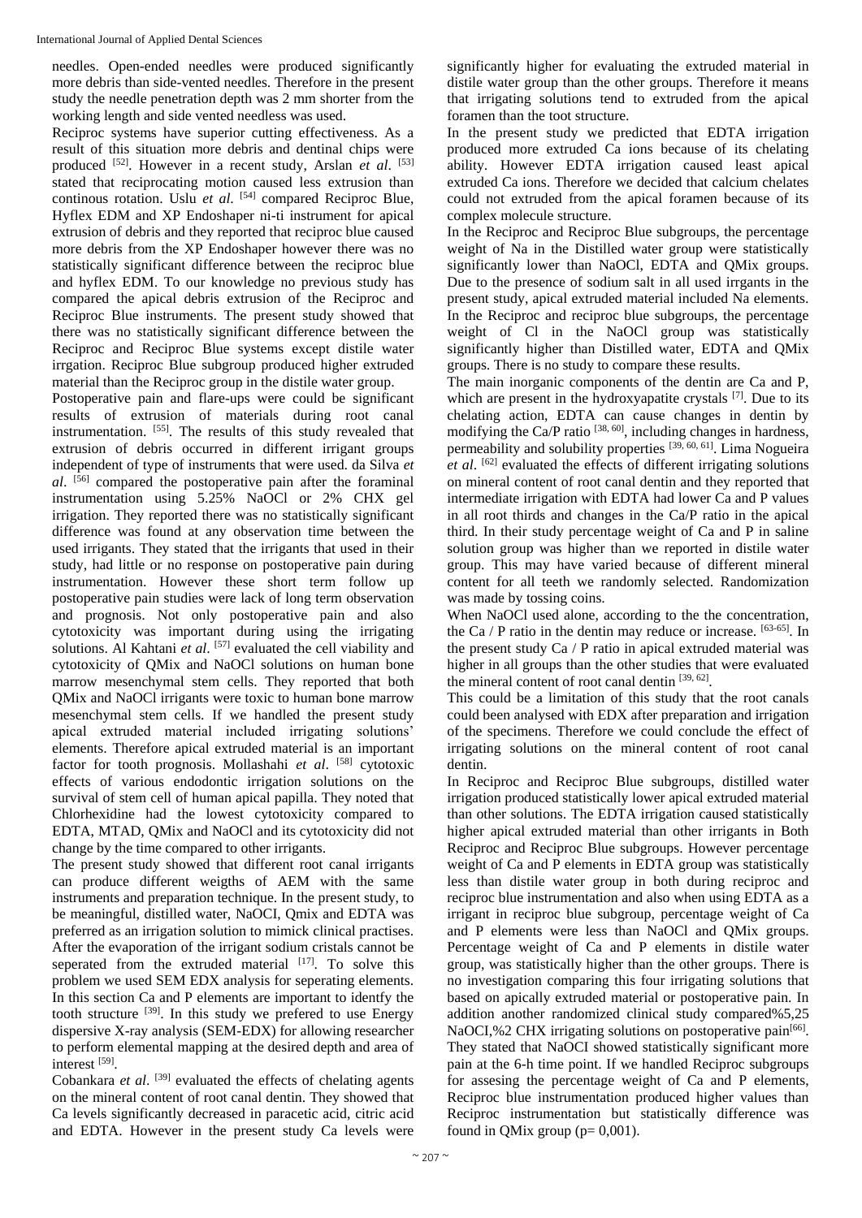needles. Open-ended needles were produced significantly more debris than side-vented needles. Therefore in the present study the needle penetration depth was 2 mm shorter from the working length and side vented needless was used.

Reciproc systems have superior cutting effectiveness. As a result of this situation more debris and dentinal chips were produced [52]. However in a recent study, Arslan *et al*. [53] stated that reciprocating motion caused less extrusion than continous rotation. Uslu *et al.* [54] compared Reciproc Blue, Hyflex EDM and XP Endoshaper ni-ti instrument for apical extrusion of debris and they reported that reciproc blue caused more debris from the XP Endoshaper however there was no statistically significant difference between the reciproc blue and hyflex EDM. To our knowledge no previous study has compared the apical debris extrusion of the Reciproc and Reciproc Blue instruments. The present study showed that there was no statistically significant difference between the Reciproc and Reciproc Blue systems except distile water irrgation. Reciproc Blue subgroup produced higher extruded material than the Reciproc group in the distile water group.

Postoperative pain and flare-ups were could be significant results of extrusion of materials during root canal instrumentation. [55]. The results of this study revealed that extrusion of debris occurred in different irrigant groups independent of type of instruments that were used. da Silva *et al*. [56] compared the postoperative pain after the foraminal instrumentation using 5.25% NaOCl or 2% CHX gel irrigation. They reported there was no statistically significant difference was found at any observation time between the used irrigants. They stated that the irrigants that used in their study, had little or no response on postoperative pain during instrumentation. However these short term follow up postoperative pain studies were lack of long term observation and prognosis. Not only postoperative pain and also cytotoxicity was important during using the irrigating solutions. Al Kahtani *et al*. [57] evaluated the cell viability and cytotoxicity of QMix and NaOCl solutions on human bone marrow mesenchymal stem cells. They reported that both QMix and NaOCl irrigants were toxic to human bone marrow mesenchymal stem cells. If we handled the present study apical extruded material included irrigating solutions' elements. Therefore apical extruded material is an important factor for tooth prognosis. Mollashahi *et al*. [58] cytotoxic effects of various endodontic irrigation solutions on the survival of stem cell of human apical papilla. They noted that Chlorhexidine had the lowest cytotoxicity compared to EDTA, MTAD, QMix and NaOCl and its cytotoxicity did not change by the time compared to other irrigants.

The present study showed that different root canal irrigants can produce different weigths of AEM with the same instruments and preparation technique. In the present study, to be meaningful, distilled water, NaOCl, Qmix and EDTA was preferred as an irrigation solution to mimick clinical practises. After the evaporation of the irrigant sodium cristals cannot be seperated from the extruded material [17]. To solve this problem we used SEM EDX analysis for seperating elements. In this section Ca and P elements are important to identfy the tooth structure [39]. In this study we prefered to use Energy dispersive X-ray analysis (SEM-EDX) for allowing researcher to perform elemental mapping at the desired depth and area of interest [59].

Cobankara *et al*. [39] evaluated the effects of chelating agents on the mineral content of root canal dentin. They showed that Ca levels significantly decreased in paracetic acid, citric acid and EDTA. However in the present study Ca levels were significantly higher for evaluating the extruded material in distile water group than the other groups. Therefore it means that irrigating solutions tend to extruded from the apical foramen than the toot structure.

In the present study we predicted that EDTA irrigation produced more extruded Ca ions because of its chelating ability. However EDTA irrigation caused least apical extruded Ca ions. Therefore we decided that calcium chelates could not extruded from the apical foramen because of its complex molecule structure.

In the Reciproc and Reciproc Blue subgroups, the percentage weight of Na in the Distilled water group were statistically significantly lower than NaOCl, EDTA and QMix groups. Due to the presence of sodium salt in all used irrgants in the present study, apical extruded material included Na elements. In the Reciproc and reciproc blue subgroups, the percentage weight of Cl in the NaOCl group was statistically significantly higher than Distilled water, EDTA and QMix groups. There is no study to compare these results.

The main inorganic components of the dentin are Ca and P, which are present in the hydroxyapatite crystals [7]. Due to its chelating action, EDTA can cause changes in dentin by modifying the Ca/P ratio [38, 60], including changes in hardness, permeability and solubility properties [39, 60, 61]. Lima Nogueira *et al*. [62] evaluated the effects of different irrigating solutions on mineral content of root canal dentin and they reported that intermediate irrigation with EDTA had lower Ca and P values in all root thirds and changes in the Ca/P ratio in the apical third. In their study percentage weight of Ca and P in saline solution group was higher than we reported in distile water group. This may have varied because of different mineral content for all teeth we randomly selected. Randomization was made by tossing coins.

When NaOCl used alone, according to the the concentration, the Ca / P ratio in the dentin may reduce or increase. [63-65]. In the present study Ca / P ratio in apical extruded material was higher in all groups than the other studies that were evaluated the mineral content of root canal dentin [39, 62].

This could be a limitation of this study that the root canals could been analysed with EDX after preparation and irrigation of the specimens. Therefore we could conclude the effect of irrigating solutions on the mineral content of root canal dentin.

In Reciproc and Reciproc Blue subgroups, distilled water irrigation produced statistically lower apical extruded material than other solutions. The EDTA irrigation caused statistically higher apical extruded material than other irrigants in Both Reciproc and Reciproc Blue subgroups. However percentage weight of Ca and P elements in EDTA group was statistically less than distile water group in both during reciproc and reciproc blue instrumentation and also when using EDTA as a irrigant in reciproc blue subgroup, percentage weight of Ca and P elements were less than NaOCl and QMix groups. Percentage weight of Ca and P elements in distile water group, was statistically higher than the other groups. There is no investigation comparing this four irrigating solutions that based on apically extruded material or postoperative pain. In addition another randomized clinical study compared%5,25 NaOCl,%2 CHX irrigating solutions on postoperative pain[66]. They stated that NaOCI showed statistically significant more pain at the 6-h time point. If we handled Reciproc subgroups for assesing the percentage weight of Ca and P elements, Reciproc blue instrumentation produced higher values than Reciproc instrumentation but statistically difference was found in QMix group ($p = 0{,}001$).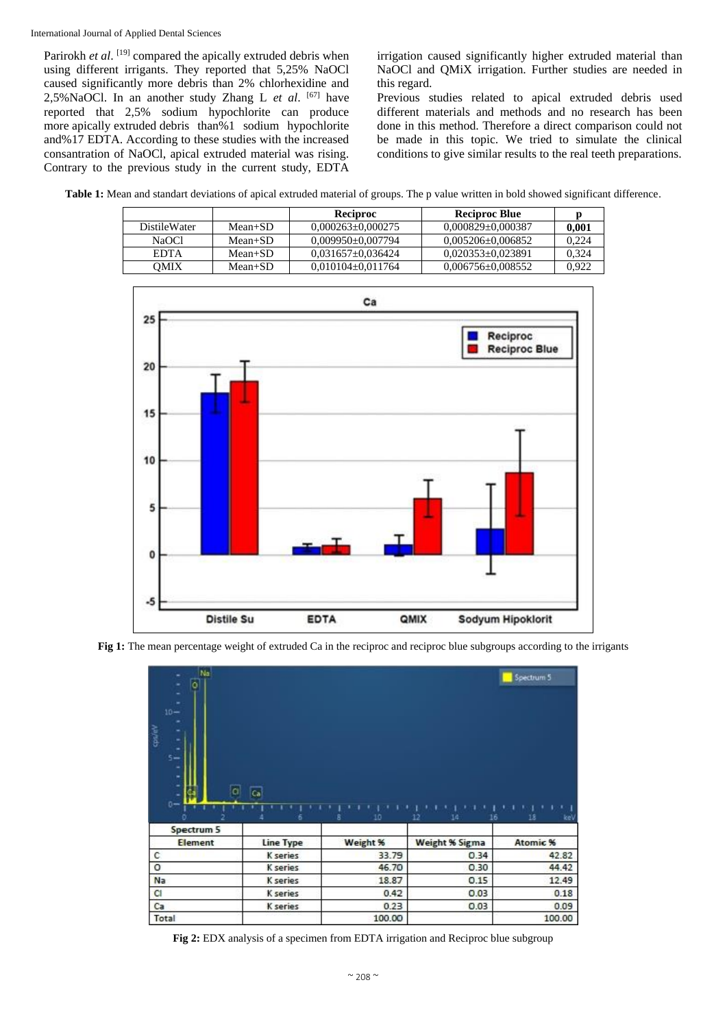Parirokh *et al*. [19] compared the apically extruded debris when using different irrigants. They reported that 5,25% NaOCl caused significantly more debris than 2% chlorhexidine and 2,5%NaOCl. In an another study Zhang L *et al*. [67] have reported that 2,5% sodium hypochlorite can produce more apically extruded debris than%1 sodium hypochlorite and%17 EDTA. According to these studies with the increased consantration of NaOCl, apical extruded material was rising. Contrary to the previous study in the current study, EDTA irrigation caused significantly higher extruded material than NaOCl and QMiX irrigation. Further studies are needed in this regard.

Previous studies related to apical extruded debris used different materials and methods and no research has been done in this method. Therefore a direct comparison could not be made in this topic. We tried to simulate the clinical conditions to give similar results to the real teeth preparations.

**Table 1:** Mean and standart deviations of apical extruded material of groups. The p value written in bold showed significant difference.

| | | Reciproc | Reciproc Blue | p |
|---|---|---|---|---|
| DistileWater | Mean+SD | 0,000263±0,000275 | 0,000829±0,000387 | **0,001** |
| NaOCl | Mean+SD | 0,009950±0,007794 | 0,005206±0,006852 | 0,224 |
| EDTA | Mean+SD | 0,031657±0,036424 | 0,020353±0,023891 | 0,324 |
| QMIX | Mean+SD | 0,010104±0,011764 | 0,006756±0,008552 | 0,922 |

**Fig 1:** The mean percentage weight of extruded Ca in the reciproc and reciproc blue subgroups according to the irrigants

| Spectrum 5 | | | | |
|---|---|---|---|---|
| Element | Line Type | Weight % | Weight % Sigma | Atomic % |
| C | K series | 33.79 | 0.34 | 42.82 |
| O | K series | 46.70 | 0.30 | 44.42 |
| Na | K series | 18.87 | 0.15 | 12.49 |
| Cl | K series | 0.42 | 0.03 | 0.18 |
| Ca | K series | 0.23 | 0.03 | 0.09 |
| Total | | 100.00 | | 100.00 |

**Fig 2:** EDX analysis of a specimen from EDTA irrigation and Reciproc blue subgroup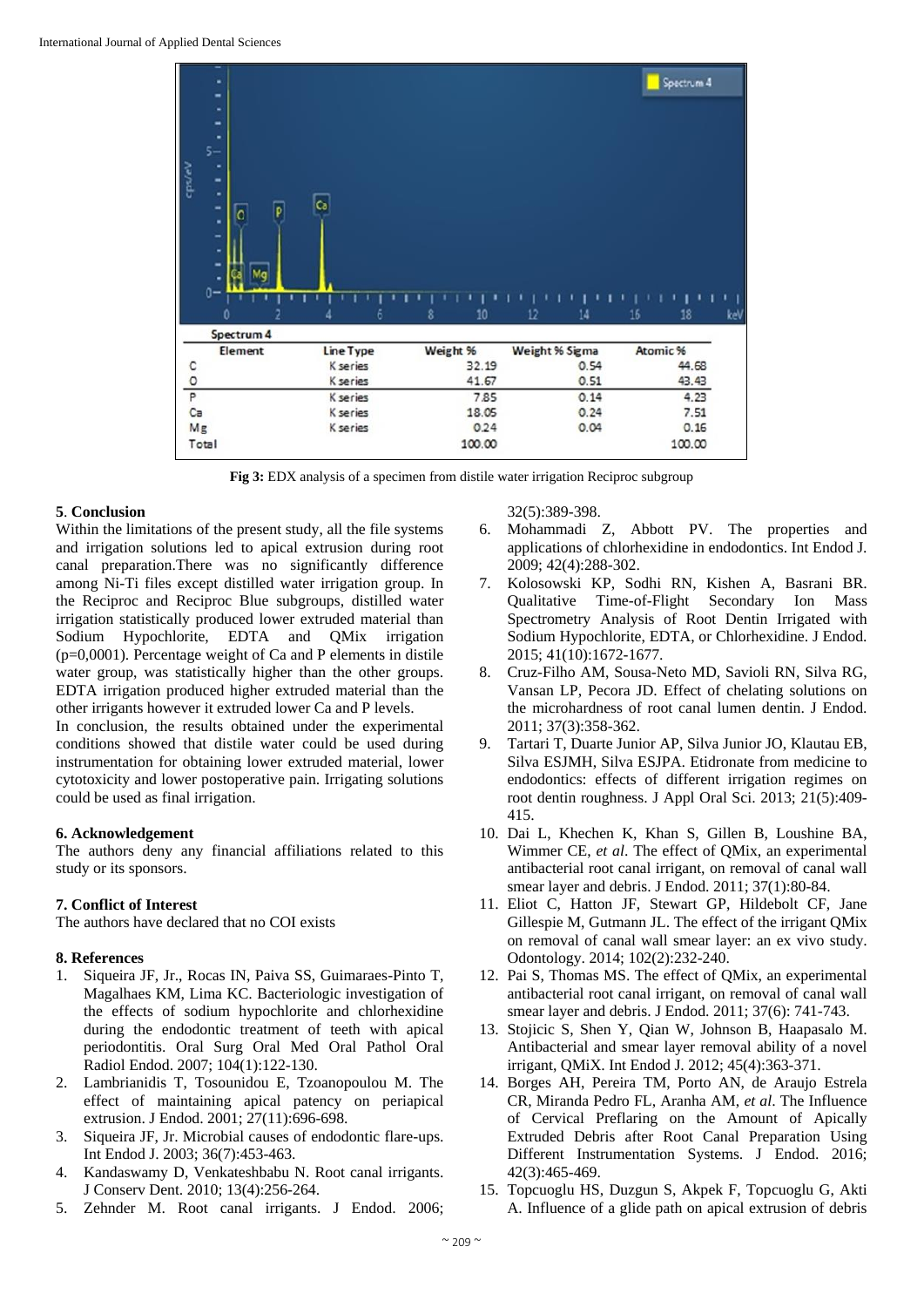| Element | Line Type | Weight % | Weight % Sigma | Atomic % |
|---|---|---|---|---|
| C | K series | 32.19 | 0.54 | 44.68 |
| O | K series | 41.67 | 0.51 | 43.43 |
| P | K series | 7.85 | 0.14 | 4.23 |
| Ca | K series | 18.05 | 0.24 | 7.51 |
| Mg | K series | 0.24 | 0.04 | 0.16 |
| Total | | 100.00 | | 100.00 |

**Fig 3:** EDX analysis of a specimen from distile water irrigation Reciproc subgroup

## 5. Conclusion

Within the limitations of the present study, all the file systems and irrigation solutions led to apical extrusion during root canal preparation.There was no significantly difference among Ni-Ti files except distilled water irrigation group. In the Reciproc and Reciproc Blue subgroups, distilled water irrigation statistically produced lower extruded material than Sodium Hypochlorite, EDTA and QMix irrigation (p=0,0001). Percentage weight of Ca and P elements in distile water group, was statistically higher than the other groups. EDTA irrigation produced higher extruded material than the other irrigants however it extruded lower Ca and P levels.

In conclusion, the results obtained under the experimental conditions showed that distile water could be used during instrumentation for obtaining lower extruded material, lower cytotoxicity and lower postoperative pain. Irrigating solutions could be used as final irrigation.

## 6. Acknowledgement

The authors deny any financial affiliations related to this study or its sponsors.

## 7. Conflict of Interest

The authors have declared that no COI exists

## 8. References

1. Siqueira JF, Jr., Rocas IN, Paiva SS, Guimaraes-Pinto T, Magalhaes KM, Lima KC. Bacteriologic investigation of the effects of sodium hypochlorite and chlorhexidine during the endodontic treatment of teeth with apical periodontitis. Oral Surg Oral Med Oral Pathol Oral Radiol Endod. 2007; 104(1):122-130.
2. Lambrianidis T, Tosounidou E, Tzoanopoulou M. The effect of maintaining apical patency on periapical extrusion. J Endod. 2001; 27(11):696-698.
3. Siqueira JF, Jr. Microbial causes of endodontic flare-ups. Int Endod J. 2003; 36(7):453-463.
4. Kandaswamy D, Venkateshbabu N. Root canal irrigants. J Conserv Dent. 2010; 13(4):256-264.
5. Zehnder M. Root canal irrigants. J Endod. 2006; 32(5):389-398.
6. Mohammadi Z, Abbott PV. The properties and applications of chlorhexidine in endodontics. Int Endod J. 2009; 42(4):288-302.
7. Kolosowski KP, Sodhi RN, Kishen A, Basrani BR. Qualitative Time-of-Flight Secondary Ion Mass Spectrometry Analysis of Root Dentin Irrigated with Sodium Hypochlorite, EDTA, or Chlorhexidine. J Endod. 2015; 41(10):1672-1677.
8. Cruz-Filho AM, Sousa-Neto MD, Savioli RN, Silva RG, Vansan LP, Pecora JD. Effect of chelating solutions on the microhardness of root canal lumen dentin. J Endod. 2011; 37(3):358-362.
9. Tartari T, Duarte Junior AP, Silva Junior JO, Klautau EB, Silva ESJMH, Silva ESJPA. Etidronate from medicine to endodontics: effects of different irrigation regimes on root dentin roughness. J Appl Oral Sci. 2013; 21(5):409-415.
10. Dai L, Khechen K, Khan S, Gillen B, Loushine BA, Wimmer CE, *et al*. The effect of QMix, an experimental antibacterial root canal irrigant, on removal of canal wall smear layer and debris. J Endod. 2011; 37(1):80-84.
11. Eliot C, Hatton JF, Stewart GP, Hildebolt CF, Jane Gillespie M, Gutmann JL. The effect of the irrigant QMix on removal of canal wall smear layer: an ex vivo study. Odontology. 2014; 102(2):232-240.
12. Pai S, Thomas MS. The effect of QMix, an experimental antibacterial root canal irrigant, on removal of canal wall smear layer and debris. J Endod. 2011; 37(6): 741-743.
13. Stojicic S, Shen Y, Qian W, Johnson B, Haapasalo M. Antibacterial and smear layer removal ability of a novel irrigant, QMiX. Int Endod J. 2012; 45(4):363-371.
14. Borges AH, Pereira TM, Porto AN, de Araujo Estrela CR, Miranda Pedro FL, Aranha AM, *et al*. The Influence of Cervical Preflaring on the Amount of Apically Extruded Debris after Root Canal Preparation Using Different Instrumentation Systems. J Endod. 2016; 42(3):465-469.
15. Topcuoglu HS, Duzgun S, Akpek F, Topcuoglu G, Akti A. Influence of a glide path on apical extrusion of debris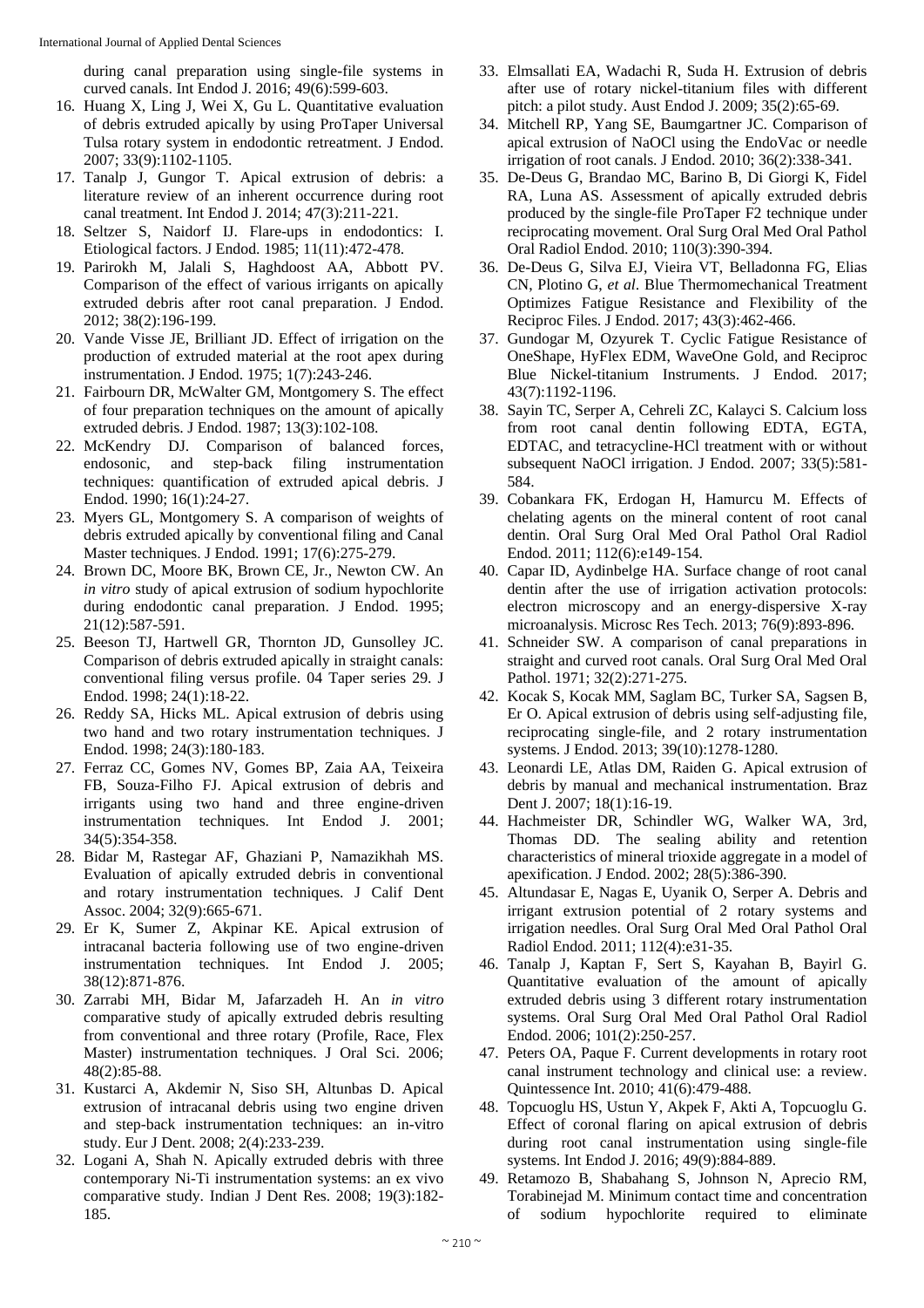during canal preparation using single-file systems in curved canals. Int Endod J. 2016; 49(6):599-603.

16. Huang X, Ling J, Wei X, Gu L. Quantitative evaluation of debris extruded apically by using ProTaper Universal Tulsa rotary system in endodontic retreatment. J Endod. 2007; 33(9):1102-1105.
17. Tanalp J, Gungor T. Apical extrusion of debris: a literature review of an inherent occurrence during root canal treatment. Int Endod J. 2014; 47(3):211-221.
18. Seltzer S, Naidorf IJ. Flare-ups in endodontics: I. Etiological factors. J Endod. 1985; 11(11):472-478.
19. Parirokh M, Jalali S, Haghdoost AA, Abbott PV. Comparison of the effect of various irrigants on apically extruded debris after root canal preparation. J Endod. 2012; 38(2):196-199.
20. Vande Visse JE, Brilliant JD. Effect of irrigation on the production of extruded material at the root apex during instrumentation. J Endod. 1975; 1(7):243-246.
21. Fairbourn DR, McWalter GM, Montgomery S. The effect of four preparation techniques on the amount of apically extruded debris. J Endod. 1987; 13(3):102-108.
22. McKendry DJ. Comparison of balanced forces, endosonic, and step-back filing instrumentation techniques: quantification of extruded apical debris. J Endod. 1990; 16(1):24-27.
23. Myers GL, Montgomery S. A comparison of weights of debris extruded apically by conventional filing and Canal Master techniques. J Endod. 1991; 17(6):275-279.
24. Brown DC, Moore BK, Brown CE, Jr., Newton CW. An *in vitro* study of apical extrusion of sodium hypochlorite during endodontic canal preparation. J Endod. 1995; 21(12):587-591.
25. Beeson TJ, Hartwell GR, Thornton JD, Gunsolley JC. Comparison of debris extruded apically in straight canals: conventional filing versus profile. 04 Taper series 29. J Endod. 1998; 24(1):18-22.
26. Reddy SA, Hicks ML. Apical extrusion of debris using two hand and two rotary instrumentation techniques. J Endod. 1998; 24(3):180-183.
27. Ferraz CC, Gomes NV, Gomes BP, Zaia AA, Teixeira FB, Souza-Filho FJ. Apical extrusion of debris and irrigants using two hand and three engine-driven instrumentation techniques. Int Endod J. 2001; 34(5):354-358.
28. Bidar M, Rastegar AF, Ghaziani P, Namazikhah MS. Evaluation of apically extruded debris in conventional and rotary instrumentation techniques. J Calif Dent Assoc. 2004; 32(9):665-671.
29. Er K, Sumer Z, Akpinar KE. Apical extrusion of intracanal bacteria following use of two engine-driven instrumentation techniques. Int Endod J. 2005; 38(12):871-876.
30. Zarrabi MH, Bidar M, Jafarzadeh H. An *in vitro* comparative study of apically extruded debris resulting from conventional and three rotary (Profile, Race, Flex Master) instrumentation techniques. J Oral Sci. 2006; 48(2):85-88.
31. Kustarci A, Akdemir N, Siso SH, Altunbas D. Apical extrusion of intracanal debris using two engine driven and step-back instrumentation techniques: an in-vitro study. Eur J Dent. 2008; 2(4):233-239.
32. Logani A, Shah N. Apically extruded debris with three contemporary Ni-Ti instrumentation systems: an ex vivo comparative study. Indian J Dent Res. 2008; 19(3):182-185.
33. Elmsallati EA, Wadachi R, Suda H. Extrusion of debris after use of rotary nickel-titanium files with different pitch: a pilot study. Aust Endod J. 2009; 35(2):65-69.
34. Mitchell RP, Yang SE, Baumgartner JC. Comparison of apical extrusion of NaOCl using the EndoVac or needle irrigation of root canals. J Endod. 2010; 36(2):338-341.
35. De-Deus G, Brandao MC, Barino B, Di Giorgi K, Fidel RA, Luna AS. Assessment of apically extruded debris produced by the single-file ProTaper F2 technique under reciprocating movement. Oral Surg Oral Med Oral Pathol Oral Radiol Endod. 2010; 110(3):390-394.
36. De-Deus G, Silva EJ, Vieira VT, Belladonna FG, Elias CN, Plotino G, *et al*. Blue Thermomechanical Treatment Optimizes Fatigue Resistance and Flexibility of the Reciproc Files. J Endod. 2017; 43(3):462-466.
37. Gundogar M, Ozyurek T. Cyclic Fatigue Resistance of OneShape, HyFlex EDM, WaveOne Gold, and Reciproc Blue Nickel-titanium Instruments. J Endod. 2017; 43(7):1192-1196.
38. Sayin TC, Serper A, Cehreli ZC, Kalayci S. Calcium loss from root canal dentin following EDTA, EGTA, EDTAC, and tetracycline-HCl treatment with or without subsequent NaOCl irrigation. J Endod. 2007; 33(5):581-584.
39. Cobankara FK, Erdogan H, Hamurcu M. Effects of chelating agents on the mineral content of root canal dentin. Oral Surg Oral Med Oral Pathol Oral Radiol Endod. 2011; 112(6):e149-154.
40. Capar ID, Aydinbelge HA. Surface change of root canal dentin after the use of irrigation activation protocols: electron microscopy and an energy-dispersive X-ray microanalysis. Microsc Res Tech. 2013; 76(9):893-896.
41. Schneider SW. A comparison of canal preparations in straight and curved root canals. Oral Surg Oral Med Oral Pathol. 1971; 32(2):271-275.
42. Kocak S, Kocak MM, Saglam BC, Turker SA, Sagsen B, Er O. Apical extrusion of debris using self-adjusting file, reciprocating single-file, and 2 rotary instrumentation systems. J Endod. 2013; 39(10):1278-1280.
43. Leonardi LE, Atlas DM, Raiden G. Apical extrusion of debris by manual and mechanical instrumentation. Braz Dent J. 2007; 18(1):16-19.
44. Hachmeister DR, Schindler WG, Walker WA, 3rd, Thomas DD. The sealing ability and retention characteristics of mineral trioxide aggregate in a model of apexification. J Endod. 2002; 28(5):386-390.
45. Altundasar E, Nagas E, Uyanik O, Serper A. Debris and irrigant extrusion potential of 2 rotary systems and irrigation needles. Oral Surg Oral Med Oral Pathol Oral Radiol Endod. 2011; 112(4):e31-35.
46. Tanalp J, Kaptan F, Sert S, Kayahan B, Bayirl G. Quantitative evaluation of the amount of apically extruded debris using 3 different rotary instrumentation systems. Oral Surg Oral Med Oral Pathol Oral Radiol Endod. 2006; 101(2):250-257.
47. Peters OA, Paque F. Current developments in rotary root canal instrument technology and clinical use: a review. Quintessence Int. 2010; 41(6):479-488.
48. Topcuoglu HS, Ustun Y, Akpek F, Akti A, Topcuoglu G. Effect of coronal flaring on apical extrusion of debris during root canal instrumentation using single-file systems. Int Endod J. 2016; 49(9):884-889.
49. Retamozo B, Shabahang S, Johnson N, Aprecio RM, Torabinejad M. Minimum contact time and concentration of sodium hypochlorite required to eliminate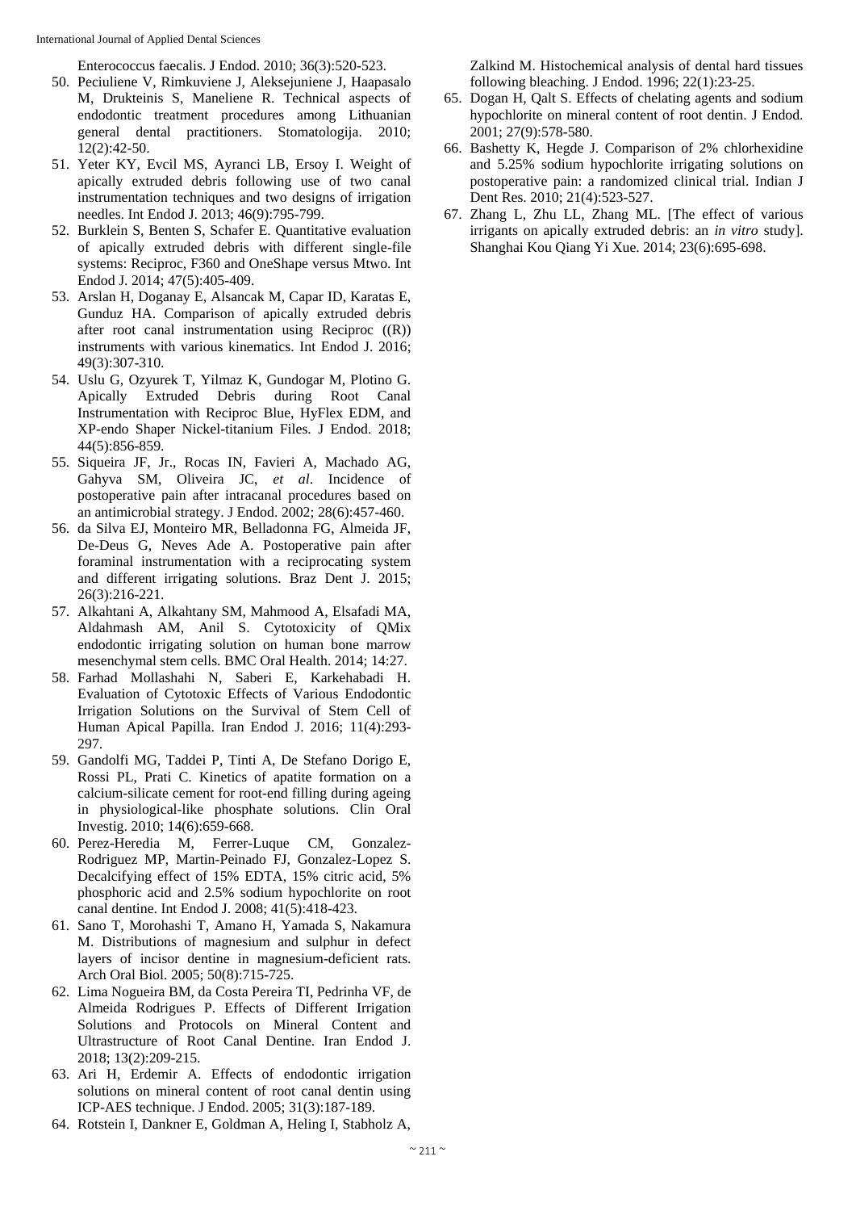Enterococcus faecalis. J Endod. 2010; 36(3):520-523.

50. Peciuliene V, Rimkuviene J, Aleksejuniene J, Haapasalo M, Drukteinis S, Maneliene R. Technical aspects of endodontic treatment procedures among Lithuanian general dental practitioners. Stomatologija. 2010; 12(2):42-50.
51. Yeter KY, Evcil MS, Ayranci LB, Ersoy I. Weight of apically extruded debris following use of two canal instrumentation techniques and two designs of irrigation needles. Int Endod J. 2013; 46(9):795-799.
52. Burklein S, Benten S, Schafer E. Quantitative evaluation of apically extruded debris with different single-file systems: Reciproc, F360 and OneShape versus Mtwo. Int Endod J. 2014; 47(5):405-409.
53. Arslan H, Doganay E, Alsancak M, Capar ID, Karatas E, Gunduz HA. Comparison of apically extruded debris after root canal instrumentation using Reciproc ((R)) instruments with various kinematics. Int Endod J. 2016; 49(3):307-310.
54. Uslu G, Ozyurek T, Yilmaz K, Gundogar M, Plotino G. Apically Extruded Debris during Root Canal Instrumentation with Reciproc Blue, HyFlex EDM, and XP-endo Shaper Nickel-titanium Files. J Endod. 2018; 44(5):856-859.
55. Siqueira JF, Jr., Rocas IN, Favieri A, Machado AG, Gahyva SM, Oliveira JC, *et al*. Incidence of postoperative pain after intracanal procedures based on an antimicrobial strategy. J Endod. 2002; 28(6):457-460.
56. da Silva EJ, Monteiro MR, Belladonna FG, Almeida JF, De-Deus G, Neves Ade A. Postoperative pain after foraminal instrumentation with a reciprocating system and different irrigating solutions. Braz Dent J. 2015; 26(3):216-221.
57. Alkahtani A, Alkahtany SM, Mahmood A, Elsafadi MA, Aldahmash AM, Anil S. Cytotoxicity of QMix endodontic irrigating solution on human bone marrow mesenchymal stem cells. BMC Oral Health. 2014; 14:27.
58. Farhad Mollashahi N, Saberi E, Karkehabadi H. Evaluation of Cytotoxic Effects of Various Endodontic Irrigation Solutions on the Survival of Stem Cell of Human Apical Papilla. Iran Endod J. 2016; 11(4):293-297.
59. Gandolfi MG, Taddei P, Tinti A, De Stefano Dorigo E, Rossi PL, Prati C. Kinetics of apatite formation on a calcium-silicate cement for root-end filling during ageing in physiological-like phosphate solutions. Clin Oral Investig. 2010; 14(6):659-668.
60. Perez-Heredia M, Ferrer-Luque CM, Gonzalez-Rodriguez MP, Martin-Peinado FJ, Gonzalez-Lopez S. Decalcifying effect of 15% EDTA, 15% citric acid, 5% phosphoric acid and 2.5% sodium hypochlorite on root canal dentine. Int Endod J. 2008; 41(5):418-423.
61. Sano T, Morohashi T, Amano H, Yamada S, Nakamura M. Distributions of magnesium and sulphur in defect layers of incisor dentine in magnesium-deficient rats. Arch Oral Biol. 2005; 50(8):715-725.
62. Lima Nogueira BM, da Costa Pereira TI, Pedrinha VF, de Almeida Rodrigues P. Effects of Different Irrigation Solutions and Protocols on Mineral Content and Ultrastructure of Root Canal Dentine. Iran Endod J. 2018; 13(2):209-215.
63. Ari H, Erdemir A. Effects of endodontic irrigation solutions on mineral content of root canal dentin using ICP-AES technique. J Endod. 2005; 31(3):187-189.
64. Rotstein I, Dankner E, Goldman A, Heling I, Stabholz A, Zalkind M. Histochemical analysis of dental hard tissues following bleaching. J Endod. 1996; 22(1):23-25.
65. Dogan H, Qalt S. Effects of chelating agents and sodium hypochlorite on mineral content of root dentin. J Endod. 2001; 27(9):578-580.
66. Bashetty K, Hegde J. Comparison of 2% chlorhexidine and 5.25% sodium hypochlorite irrigating solutions on postoperative pain: a randomized clinical trial. Indian J Dent Res. 2010; 21(4):523-527.
67. Zhang L, Zhu LL, Zhang ML. [The effect of various irrigants on apically extruded debris: an *in vitro* study]. Shanghai Kou Qiang Yi Xue. 2014; 23(6):695-698.